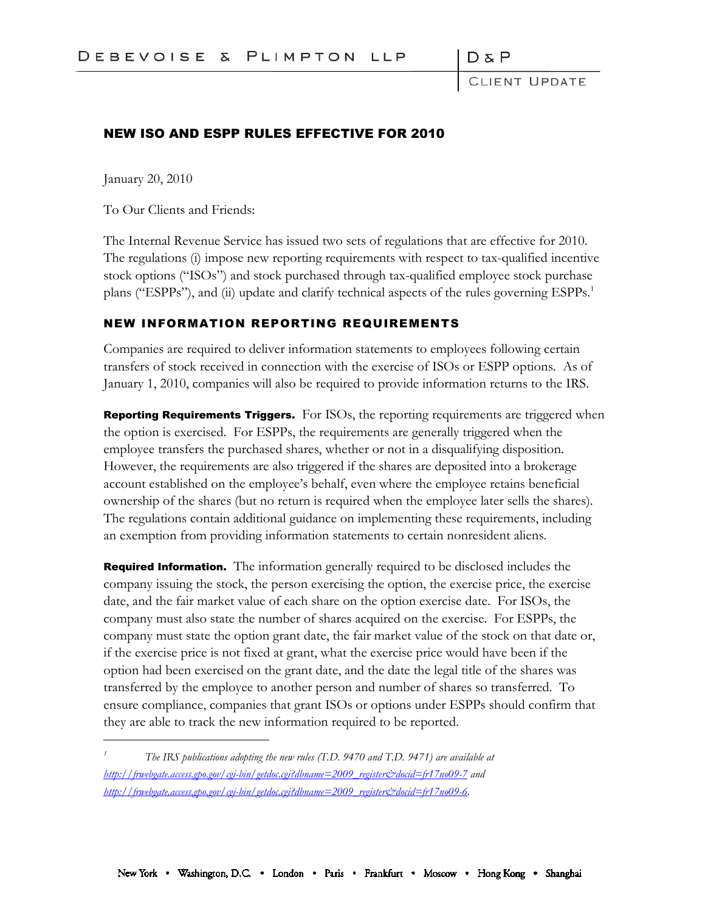DEBEVOISE & PLIMPTON LLP

D&P CLIENT UPDATE

# NEW ISO AND ESPP RULES EFFECTIVE FOR 2010

January 20, 2010

To Our Clients and Friends:

The Internal Revenue Service has issued two sets of regulations that are effective for 2010. The regulations (i) impose new reporting requirements with respect to tax-qualified incentive stock options ("ISOs") and stock purchased through tax-qualified employee stock purchase plans ("ESPPs"), and (ii) update and clarify technical aspects of the rules governing ESPPs.[1]

## NEW INFORMATION REPORTING REQUIREMENTS

Companies are required to deliver information statements to employees following certain transfers of stock received in connection with the exercise of ISOs or ESPP options. As of January 1, 2010, companies will also be required to provide information returns to the IRS.

**Reporting Requirements Triggers.** For ISOs, the reporting requirements are triggered when the option is exercised. For ESPPs, the requirements are generally triggered when the employee transfers the purchased shares, whether or not in a disqualifying disposition. However, the requirements are also triggered if the shares are deposited into a brokerage account established on the employee's behalf, even where the employee retains beneficial ownership of the shares (but no return is required when the employee later sells the shares). The regulations contain additional guidance on implementing these requirements, including an exemption from providing information statements to certain nonresident aliens.

**Required Information.** The information generally required to be disclosed includes the company issuing the stock, the person exercising the option, the exercise price, the exercise date, and the fair market value of each share on the option exercise date. For ISOs, the company must also state the number of shares acquired on the exercise. For ESPPs, the company must state the option grant date, the fair market value of the stock on that date or, if the exercise price is not fixed at grant, what the exercise price would have been if the option had been exercised on the grant date, and the date the legal title of the shares was transferred by the employee to another person and number of shares so transferred. To ensure compliance, companies that grant ISOs or options under ESPPs should confirm that they are able to track the new information required to be reported.

---

[1] *The IRS publications adopting the new rules (T.D. 9470 and T.D. 9471) are available at* *http://frwebgate.access.gpo.gov/cgi-bin/getdoc.cgi?dbname=2009_register&docid=fr17no09-7* *and* *http://frwebgate.access.gpo.gov/cgi-bin/getdoc.cgi?dbname=2009_register&docid=fr17no09-6.*

New York • Washington, D.C. • London • Paris • Frankfurt • Moscow • Hong Kong • Shanghai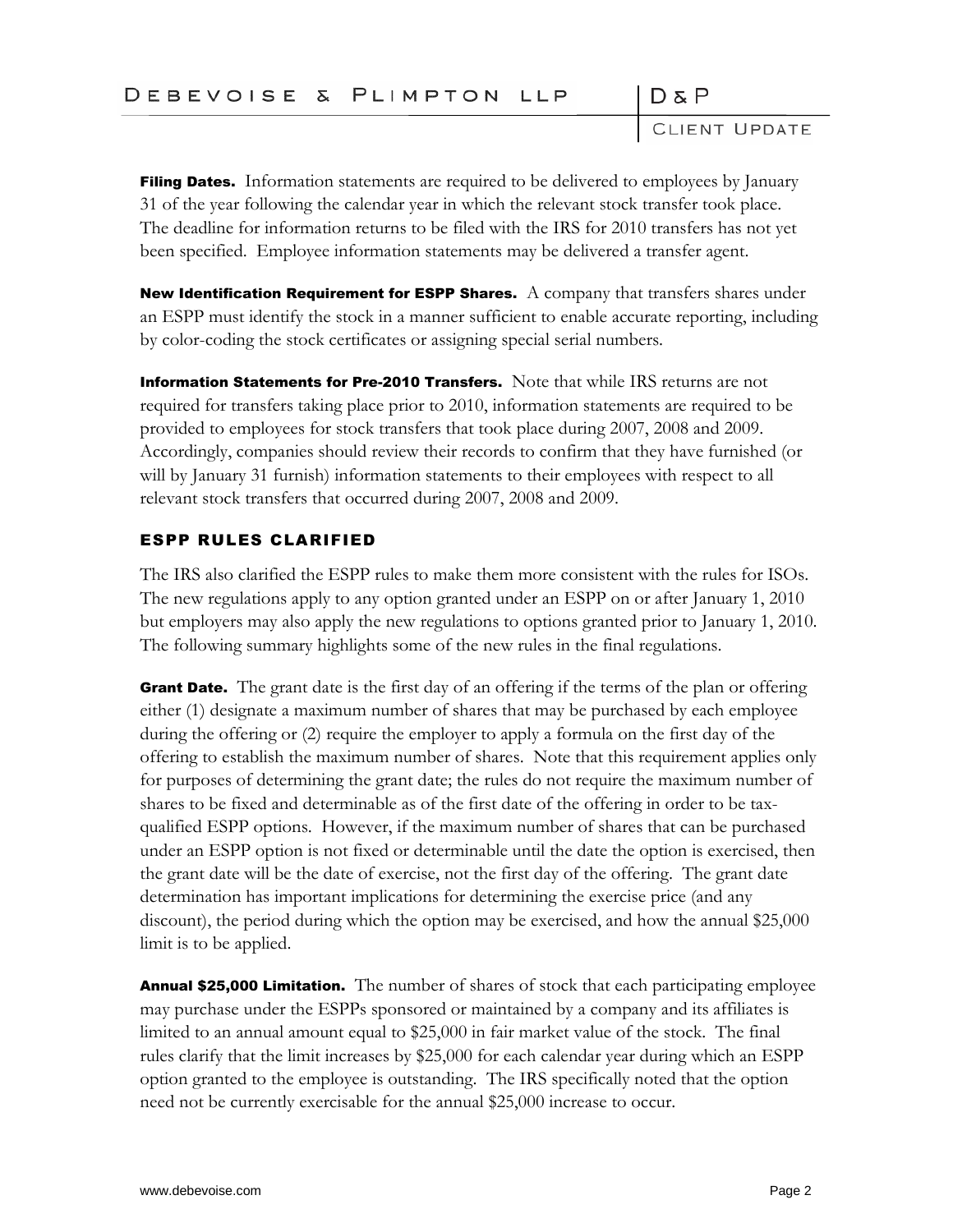**Filing Dates.** Information statements are required to be delivered to employees by January 31 of the year following the calendar year in which the relevant stock transfer took place. The deadline for information returns to be filed with the IRS for 2010 transfers has not yet been specified. Employee information statements may be delivered a transfer agent.

**New Identification Requirement for ESPP Shares.** A company that transfers shares under an ESPP must identify the stock in a manner sufficient to enable accurate reporting, including by color-coding the stock certificates or assigning special serial numbers.

**Information Statements for Pre-2010 Transfers.** Note that while IRS returns are not required for transfers taking place prior to 2010, information statements are required to be provided to employees for stock transfers that took place during 2007, 2008 and 2009. Accordingly, companies should review their records to confirm that they have furnished (or will by January 31 furnish) information statements to their employees with respect to all relevant stock transfers that occurred during 2007, 2008 and 2009.

## ESPP RULES CLARIFIED

The IRS also clarified the ESPP rules to make them more consistent with the rules for ISOs. The new regulations apply to any option granted under an ESPP on or after January 1, 2010 but employers may also apply the new regulations to options granted prior to January 1, 2010. The following summary highlights some of the new rules in the final regulations.

**Grant Date.** The grant date is the first day of an offering if the terms of the plan or offering either (1) designate a maximum number of shares that may be purchased by each employee during the offering or (2) require the employer to apply a formula on the first day of the offering to establish the maximum number of shares. Note that this requirement applies only for purposes of determining the grant date; the rules do not require the maximum number of shares to be fixed and determinable as of the first date of the offering in order to be tax-qualified ESPP options. However, if the maximum number of shares that can be purchased under an ESPP option is not fixed or determinable until the date the option is exercised, then the grant date will be the date of exercise, not the first day of the offering. The grant date determination has important implications for determining the exercise price (and any discount), the period during which the option may be exercised, and how the annual $25,000 limit is to be applied.

**Annual $25,000 Limitation.** The number of shares of stock that each participating employee may purchase under the ESPPs sponsored or maintained by a company and its affiliates is limited to an annual amount equal to $25,000 in fair market value of the stock. The final rules clarify that the limit increases by $25,000 for each calendar year during which an ESPP option granted to the employee is outstanding. The IRS specifically noted that the option need not be currently exercisable for the annual $25,000 increase to occur.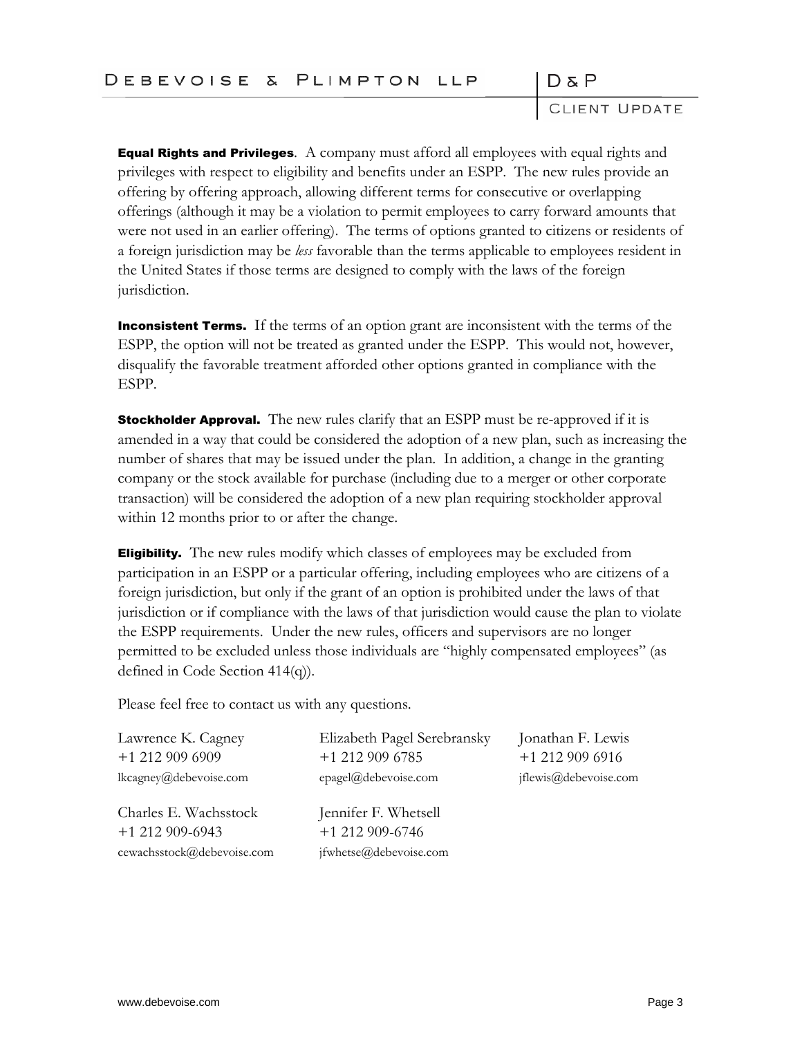**Equal Rights and Privileges**. A company must afford all employees with equal rights and privileges with respect to eligibility and benefits under an ESPP. The new rules provide an offering by offering approach, allowing different terms for consecutive or overlapping offerings (although it may be a violation to permit employees to carry forward amounts that were not used in an earlier offering). The terms of options granted to citizens or residents of a foreign jurisdiction may be *less* favorable than the terms applicable to employees resident in the United States if those terms are designed to comply with the laws of the foreign jurisdiction.

**Inconsistent Terms.** If the terms of an option grant are inconsistent with the terms of the ESPP, the option will not be treated as granted under the ESPP. This would not, however, disqualify the favorable treatment afforded other options granted in compliance with the ESPP.

**Stockholder Approval.** The new rules clarify that an ESPP must be re-approved if it is amended in a way that could be considered the adoption of a new plan, such as increasing the number of shares that may be issued under the plan. In addition, a change in the granting company or the stock available for purchase (including due to a merger or other corporate transaction) will be considered the adoption of a new plan requiring stockholder approval within 12 months prior to or after the change.

**Eligibility.** The new rules modify which classes of employees may be excluded from participation in an ESPP or a particular offering, including employees who are citizens of a foreign jurisdiction, but only if the grant of an option is prohibited under the laws of that jurisdiction or if compliance with the laws of that jurisdiction would cause the plan to violate the ESPP requirements. Under the new rules, officers and supervisors are no longer permitted to be excluded unless those individuals are "highly compensated employees" (as defined in Code Section 414(q)).

Please feel free to contact us with any questions.

Lawrence K. Cagney
+1 212 909 6909
lkcagney@debevoise.com

Elizabeth Pagel Serebransky
+1 212 909 6785
epagel@debevoise.com

Jonathan F. Lewis
+1 212 909 6916
jflewis@debevoise.com

Charles E. Wachsstock
+1 212 909-6943
cewachsstock@debevoise.com

Jennifer F. Whetsell
+1 212 909-6746
jfwhetse@debevoise.com